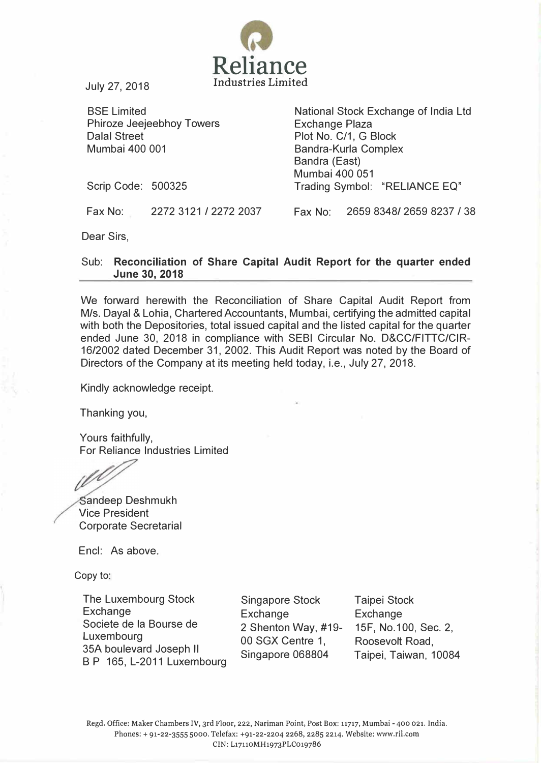**Reliance**
Industries Limited

July 27, 2018

BSE Limited
Phiroze Jeejeebhoy Towers
Dalal Street
Mumbai 400 001

Scrip Code: 500325

Fax No: 2272 3121 / 2272 2037

National Stock Exchange of India Ltd
Exchange Plaza
Plot No. C/1, G Block
Bandra-Kurla Complex
Bandra (East)
Mumbai 400 051

Trading Symbol: "RELIANCE EQ"

Fax No: 2659 8348/ 2659 8237 / 38

Dear Sirs,

Sub: **Reconciliation of Share Capital Audit Report for the quarter ended June 30, 2018**

We forward herewith the Reconciliation of Share Capital Audit Report from M/s. Dayal & Lohia, Chartered Accountants, Mumbai, certifying the admitted capital with both the Depositories, total issued capital and the listed capital for the quarter ended June 30, 2018 in compliance with SEBI Circular No. D&CC/FITTC/CIR-16/2002 dated December 31, 2002. This Audit Report was noted by the Board of Directors of the Company at its meeting held today, i.e., July 27, 2018.

Kindly acknowledge receipt.

Thanking you,

Yours faithfully,
For Reliance Industries Limited

Sandeep Deshmukh
Vice President
Corporate Secretarial

Encl: As above.

Copy to:

The Luxembourg Stock Exchange
Societe de la Bourse de Luxembourg
35A boulevard Joseph II
B P 165, L-2011 Luxembourg

Singapore Stock Exchange
2 Shenton Way, #19-00 SGX Centre 1,
Singapore 068804

Taipei Stock Exchange
15F, No.100, Sec. 2,
Roosevolt Road,
Taipei, Taiwan, 10084

Regd. Office: Maker Chambers IV, 3rd Floor, 222, Nariman Point, Post Box: 11717, Mumbai - 400 021. India.
Phones: + 91-22-3555 5000. Telefax: +91-22-2204 2268, 2285 2214. Website: www.ril.com
CIN: L17110MH1973PLC019786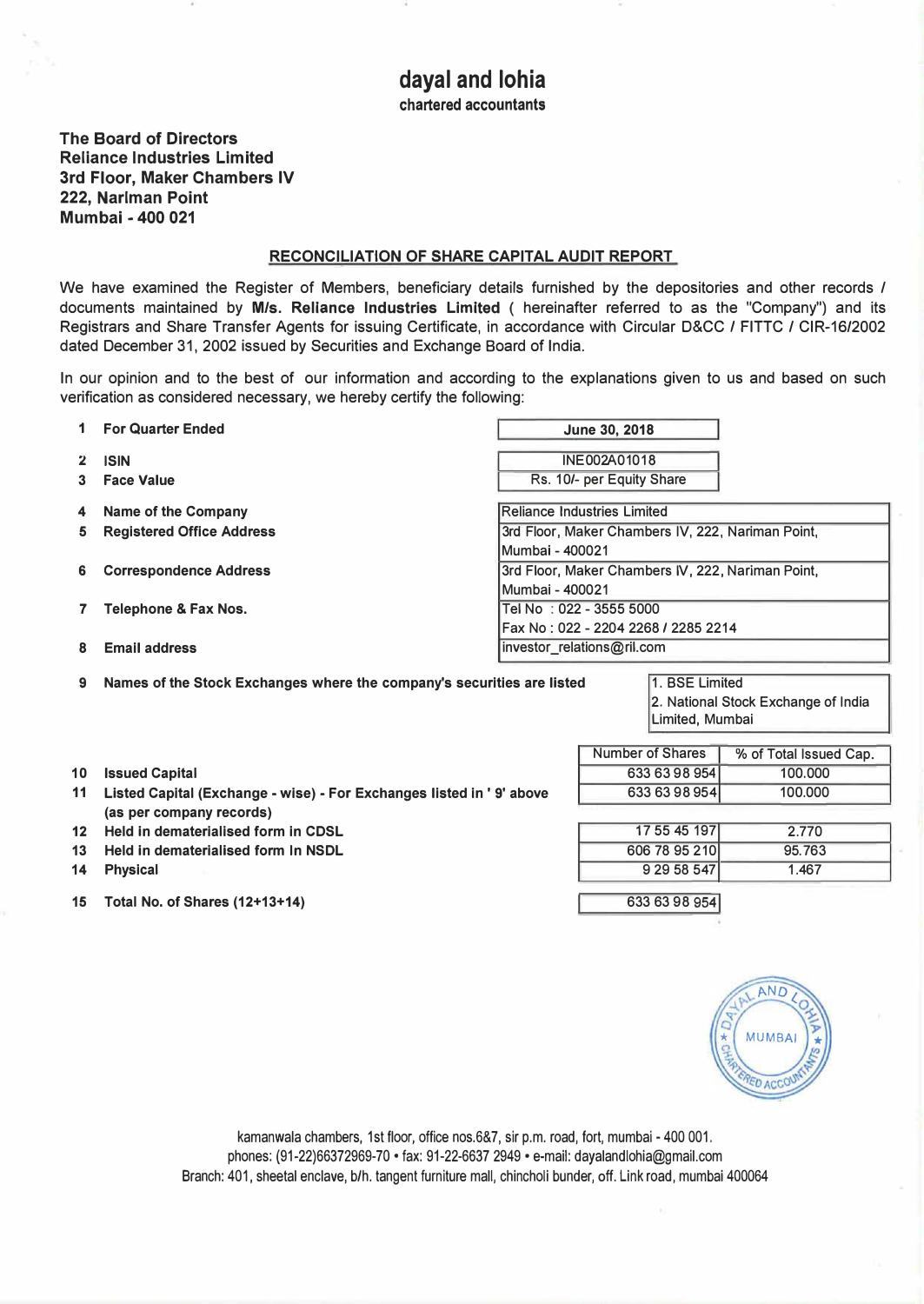# dayal and lohia

**chartered accountants**

**The Board of Directors**
**Reliance Industries Limited**
**3rd Floor, Maker Chambers IV**
**222, Nariman Point**
**Mumbai - 400 021**

## RECONCILIATION OF SHARE CAPITAL AUDIT REPORT

We have examined the Register of Members, beneficiary details furnished by the depositories and other records / documents maintained by **M/s. Reliance Industries Limited** ( hereinafter referred to as the "Company") and its Registrars and Share Transfer Agents for issuing Certificate, in accordance with Circular D&CC / FITTC / CIR-16/2002 dated December 31, 2002 issued by Securities and Exchange Board of India.

In our opinion and to the best of our information and according to the explanations given to us and based on such verification as considered necessary, we hereby certify the following:

| | | |
|---|---|---|
| 1 | **For Quarter Ended** | **June 30, 2018** |
| 2 | **ISIN** | INE002A01018 |
| 3 | **Face Value** | Rs. 10/- per Equity Share |
| 4 | **Name of the Company** | Reliance Industries Limited |
| 5 | **Registered Office Address** | 3rd Floor, Maker Chambers IV, 222, Nariman Point, Mumbai - 400021 |
| 6 | **Correspondence Address** | 3rd Floor, Maker Chambers IV, 222, Nariman Point, Mumbai - 400021 |
| 7 | **Telephone & Fax Nos.** | Tel No : 022 - 3555 5000<br>Fax No : 022 - 2204 2268 / 2285 2214 |
| 8 | **Email address** | investor_relations@ril.com |
| 9 | **Names of the Stock Exchanges where the company's securities are listed** | 1. BSE Limited<br>2. National Stock Exchange of India Limited, Mumbai |

| | | Number of Shares | % of Total Issued Cap. |
|---|---|---|---|
| 10 | **Issued Capital** | 633 63 98 954 | 100.000 |
| 11 | **Listed Capital (Exchange - wise) - For Exchanges listed in ' 9' above (as per company records)** | 633 63 98 954 | 100.000 |
| 12 | **Held in dematerialised form in CDSL** | 17 55 45 197 | 2.770 |
| 13 | **Held in dematerialised form in NSDL** | 606 78 95 210 | 95.763 |
| 14 | **Physical** | 9 29 58 547 | 1.467 |
| 15 | **Total No. of Shares (12+13+14)** | 633 63 98 954 | |

kamanwala chambers, 1st floor, office nos.6&7, sir p.m. road, fort, mumbai - 400 001.
phones: (91-22)66372969-70 • fax: 91-22-6637 2949 • e-mail: dayalandlohia@gmail.com
Branch: 401, sheetal enclave, b/h. tangent furniture mall, chincholi bunder, off. Link road, mumbai 400064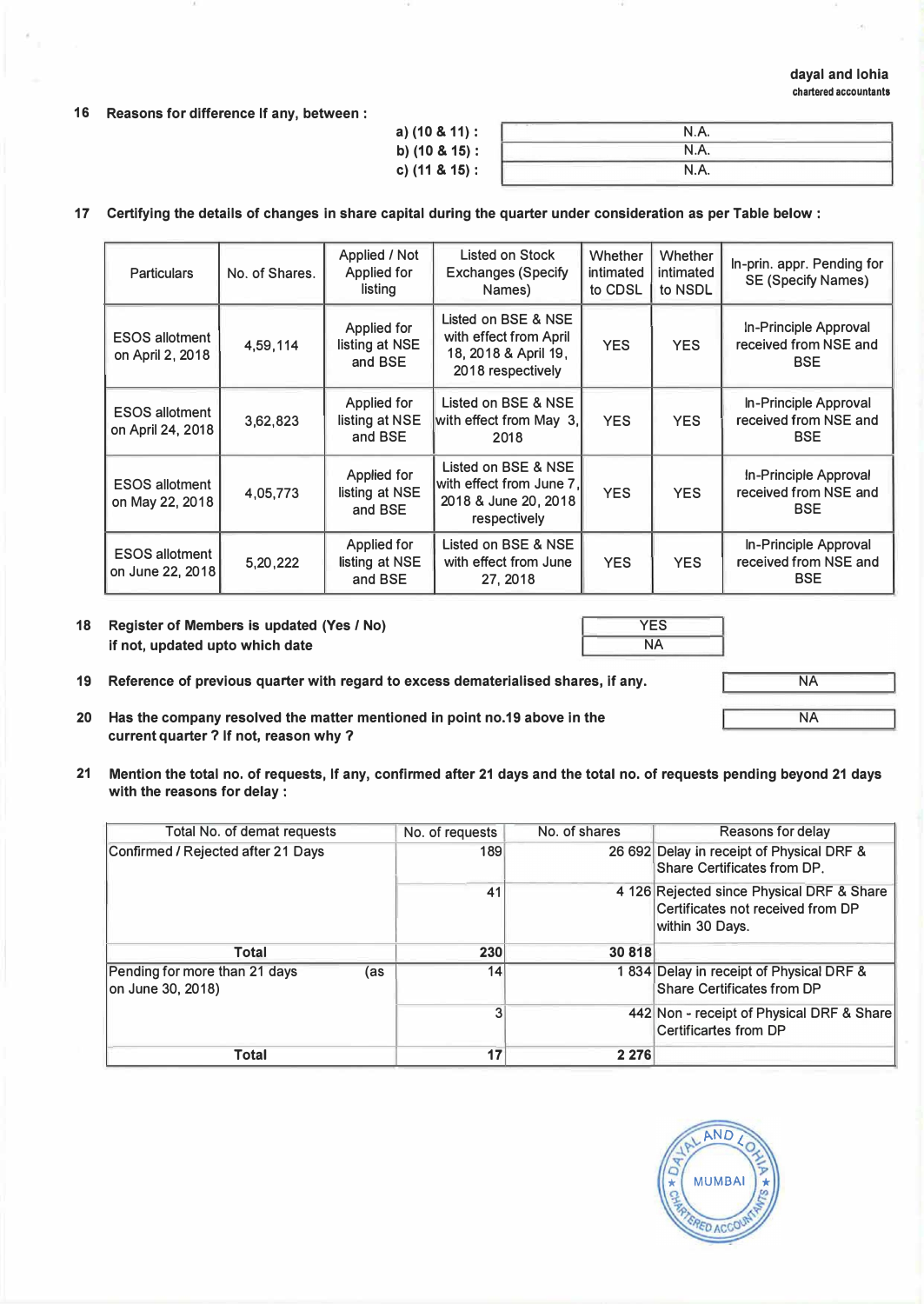dayal and lohia
chartered accountants

**16 Reasons for difference if any, between :**

| | |
|---|---|
| a) (10 & 11) : | N.A. |
| b) (10 & 15) : | N.A. |
| c) (11 & 15) : | N.A. |

**17 Certifying the details of changes in share capital during the quarter under consideration as per Table below :**

| Particulars | No. of Shares. | Applied / Not Applied for listing | Listed on Stock Exchanges (Specify Names) | Whether intimated to CDSL | Whether intimated to NSDL | In-prin. appr. Pending for SE (Specify Names) |
|---|---|---|---|---|---|---|
| ESOS allotment on April 2, 2018 | 4,59,114 | Applied for listing at NSE and BSE | Listed on BSE & NSE with effect from April 18, 2018 & April 19, 2018 respectively | YES | YES | In-Principle Approval received from NSE and BSE |
| ESOS allotment on April 24, 2018 | 3,62,823 | Applied for listing at NSE and BSE | Listed on BSE & NSE with effect from May 3, 2018 | YES | YES | In-Principle Approval received from NSE and BSE |
| ESOS allotment on May 22, 2018 | 4,05,773 | Applied for listing at NSE and BSE | Listed on BSE & NSE with effect from June 7, 2018 & June 20, 2018 respectively | YES | YES | In-Principle Approval received from NSE and BSE |
| ESOS allotment on June 22, 2018 | 5,20,222 | Applied for listing at NSE and BSE | Listed on BSE & NSE with effect from June 27, 2018 | YES | YES | In-Principle Approval received from NSE and BSE |

**18 Register of Members is updated (Yes / No)** — YES
**if not, updated upto which date** — NA

**19 Reference of previous quarter with regard to excess dematerialised shares, if any.** — NA

**20 Has the company resolved the matter mentioned in point no.19 above in the current quarter ? If not, reason why ?** — NA

**21 Mention the total no. of requests, if any, confirmed after 21 days and the total no. of requests pending beyond 21 days with the reasons for delay :**

| Total No. of demat requests | No. of requests | No. of shares | Reasons for delay |
|---|---|---|---|
| Confirmed / Rejected after 21 Days | 189 | 26 692 | Delay in receipt of Physical DRF & Share Certificates from DP. |
| | 41 | 4 126 | Rejected since Physical DRF & Share Certificates not received from DP within 30 Days. |
| **Total** | **230** | **30 818** | |
| Pending for more than 21 days (as on June 30, 2018) | 14 | 1 834 | Delay in receipt of Physical DRF & Share Certificates from DP |
| | 3 | 442 | Non - receipt of Physical DRF & Share Certificartes from DP |
| **Total** | **17** | **2 276** | |

DAYAL AND LOHIA ★ MUMBAI ★ CHARTERED ACCOUNTANTS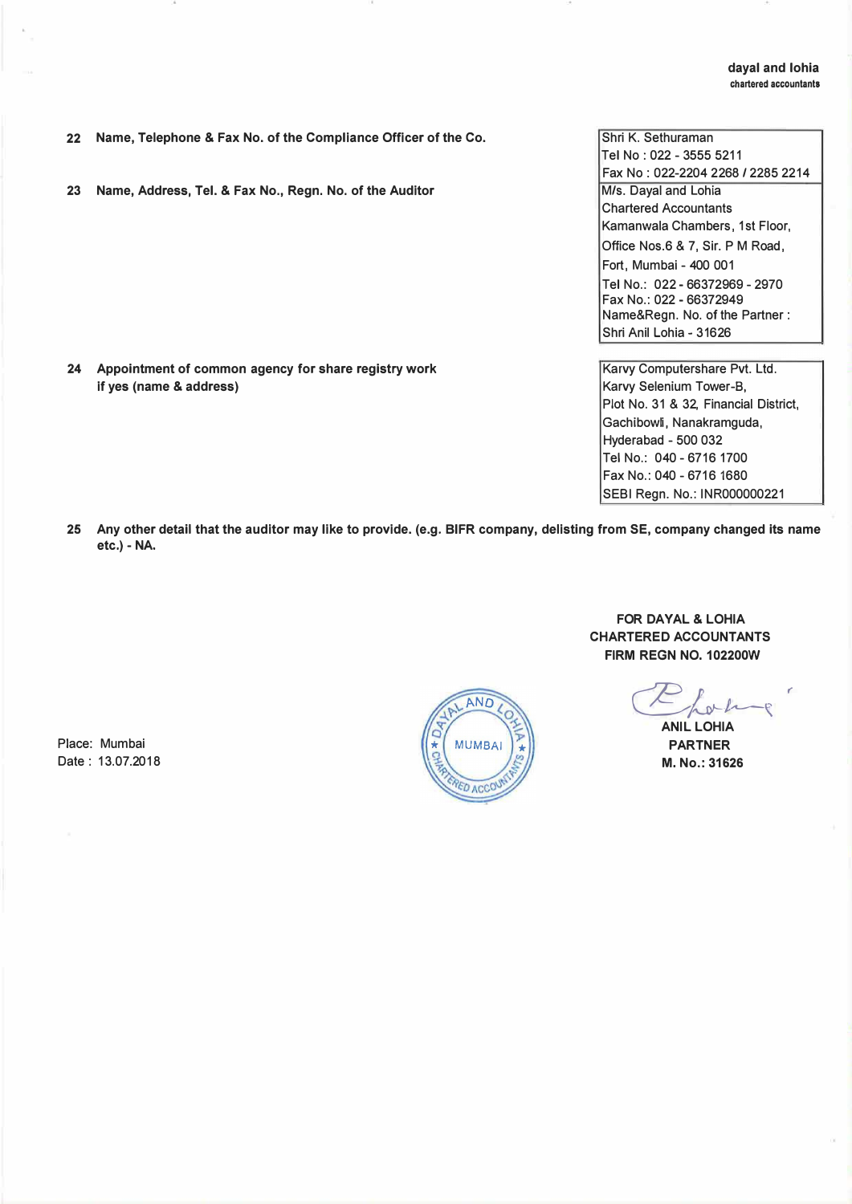dayal and lohia
chartered accountants

| | | |
|---|---|---|
| 22 | **Name, Telephone & Fax No. of the Compliance Officer of the Co.** | Shri K. Sethuraman<br>Tel No : 022 - 3555 5211<br>Fax No : 022-2204 2268 / 2285 2214 |
| 23 | **Name, Address, Tel. & Fax No., Regn. No. of the Auditor** | M/s. Dayal and Lohia<br>Chartered Accountants<br>Kamanwala Chambers, 1st Floor,<br>Office Nos.6 & 7, Sir. P M Road,<br>Fort, Mumbai - 400 001<br>Tel No.: 022 - 66372969 - 2970<br>Fax No.: 022 - 66372949<br>Name&Regn. No. of the Partner :<br>Shri Anil Lohia - 31626 |
| 24 | **Appointment of common agency for share registry work if yes (name & address)** | Karvy Computershare Pvt. Ltd.<br>Karvy Selenium Tower-B,<br>Plot No. 31 & 32, Financial District,<br>Gachibowli, Nanakramguda,<br>Hyderabad - 500 032<br>Tel No.: 040 - 6716 1700<br>Fax No.: 040 - 6716 1680<br>SEBI Regn. No.: INR000000221 |
| 25 | **Any other detail that the auditor may like to provide. (e.g. BIFR company, delisting from SE, company changed its name etc.) - NA.** | |

**FOR DAYAL & LOHIA**
**CHARTERED ACCOUNTANTS**
**FIRM REGN NO. 102200W**

**ANIL LOHIA**
**PARTNER**
**M. No.: 31626**

Place: Mumbai
Date : 13.07.2018